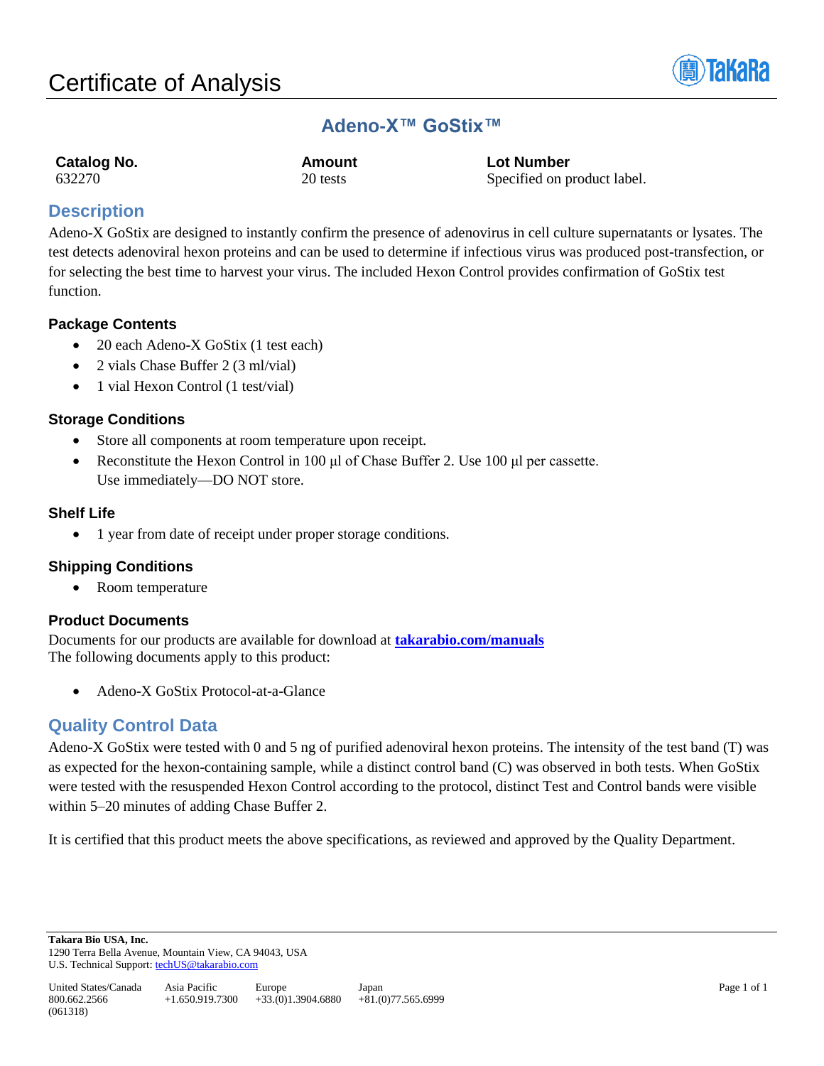# Certificate of Analysis

## Adeno-X™ GoStix™

| Catalog No. | Amount | Lot Number |
| --- | --- | --- |
| 632270 | 20 tests | Specified on product label. |

## Description

Adeno-X GoStix are designed to instantly confirm the presence of adenovirus in cell culture supernatants or lysates. The test detects adenoviral hexon proteins and can be used to determine if infectious virus was produced post-transfection, or for selecting the best time to harvest your virus. The included Hexon Control provides confirmation of GoStix test function.

### Package Contents

- 20 each Adeno-X GoStix (1 test each)
- 2 vials Chase Buffer 2 (3 ml/vial)
- 1 vial Hexon Control (1 test/vial)

### Storage Conditions

- Store all components at room temperature upon receipt.
- Reconstitute the Hexon Control in 100 µl of Chase Buffer 2. Use 100 µl per cassette. Use immediately—DO NOT store.

### Shelf Life

- 1 year from date of receipt under proper storage conditions.

### Shipping Conditions

- Room temperature

### Product Documents

Documents for our products are available for download at **takarabio.com/manuals**
The following documents apply to this product:

- Adeno-X GoStix Protocol-at-a-Glance

## Quality Control Data

Adeno-X GoStix were tested with 0 and 5 ng of purified adenoviral hexon proteins. The intensity of the test band (T) was as expected for the hexon-containing sample, while a distinct control band (C) was observed in both tests. When GoStix were tested with the resuspended Hexon Control according to the protocol, distinct Test and Control bands were visible within 5–20 minutes of adding Chase Buffer 2.

It is certified that this product meets the above specifications, as reviewed and approved by the Quality Department.

**Takara Bio USA, Inc.**
1290 Terra Bella Avenue, Mountain View, CA 94043, USA
U.S. Technical Support: techUS@takarabio.com

| United States/Canada | Asia Pacific | Europe | Japan |
| --- | --- | --- | --- |
| 800.662.2566 | +1.650.919.7300 | +33.(0)1.3904.6880 | +81.(0)77.565.6999 |

(061318)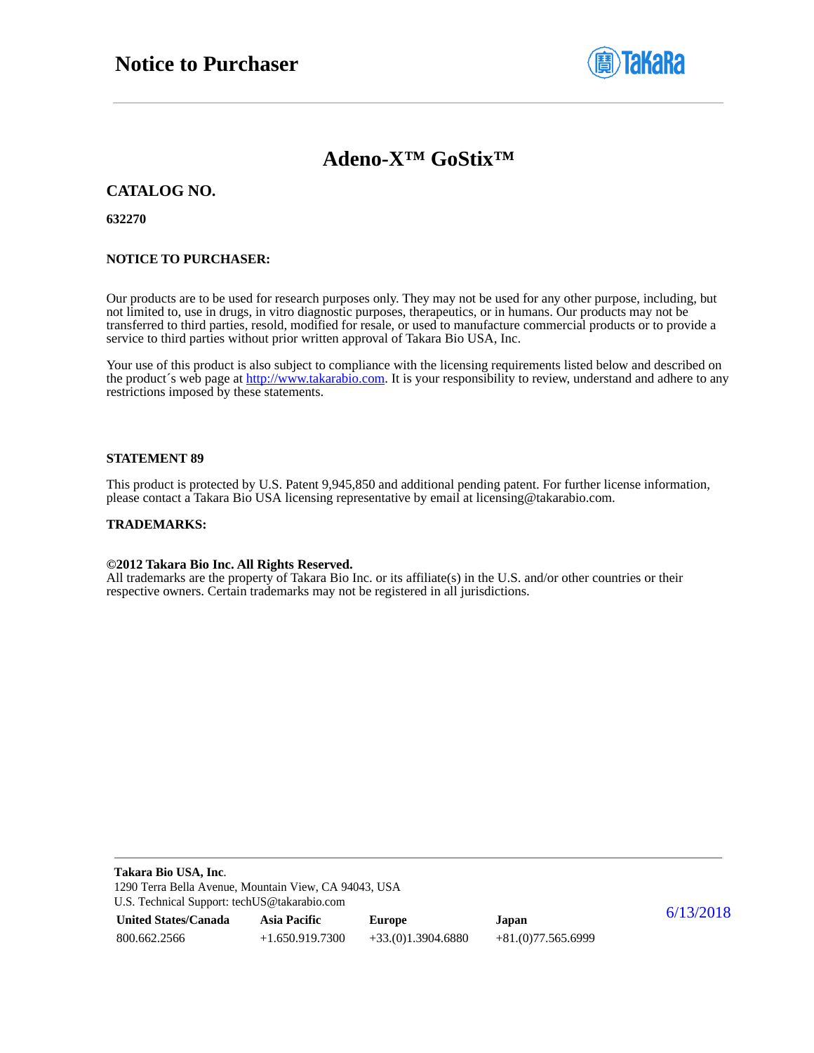# Notice to Purchaser

## Adeno-X™ GoStix™

### CATALOG NO.

**632270**

**NOTICE TO PURCHASER:**

Our products are to be used for research purposes only. They may not be used for any other purpose, including, but not limited to, use in drugs, in vitro diagnostic purposes, therapeutics, or in humans. Our products may not be transferred to third parties, resold, modified for resale, or used to manufacture commercial products or to provide a service to third parties without prior written approval of Takara Bio USA, Inc.

Your use of this product is also subject to compliance with the licensing requirements listed below and described on the product´s web page at http://www.takarabio.com. It is your responsibility to review, understand and adhere to any restrictions imposed by these statements.

**STATEMENT 89**

This product is protected by U.S. Patent 9,945,850 and additional pending patent. For further license information, please contact a Takara Bio USA licensing representative by email at licensing@takarabio.com.

**TRADEMARKS:**

**©2012 Takara Bio Inc. All Rights Reserved.**
All trademarks are the property of Takara Bio Inc. or its affiliate(s) in the U.S. and/or other countries or their respective owners. Certain trademarks may not be registered in all jurisdictions.

**Takara Bio USA, Inc.**
1290 Terra Bella Avenue, Mountain View, CA 94043, USA
U.S. Technical Support: techUS@takarabio.com

| United States/Canada | Asia Pacific | Europe | Japan |
|---|---|---|---|
| 800.662.2566 | +1.650.919.7300 | +33.(0)1.3904.6880 | +81.(0)77.565.6999 |

6/13/2018